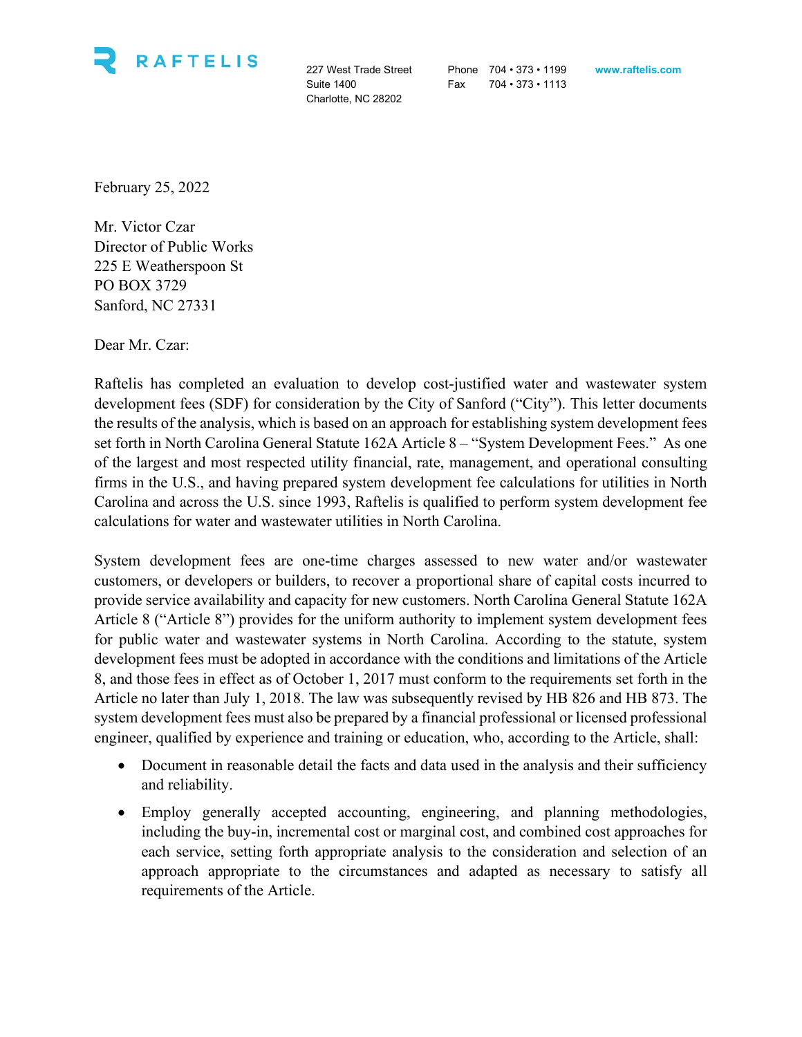RAFTELIS

227 West Trade Street
Suite 1400
Charlotte, NC 28202

Phone 704 • 373 • 1199
Fax 704 • 373 • 1113

www.raftelis.com

February 25, 2022

Mr. Victor Czar
Director of Public Works
225 E Weatherspoon St
PO BOX 3729
Sanford, NC 27331

Dear Mr. Czar:

Raftelis has completed an evaluation to develop cost-justified water and wastewater system development fees (SDF) for consideration by the City of Sanford ("City"). This letter documents the results of the analysis, which is based on an approach for establishing system development fees set forth in North Carolina General Statute 162A Article 8 – "System Development Fees." As one of the largest and most respected utility financial, rate, management, and operational consulting firms in the U.S., and having prepared system development fee calculations for utilities in North Carolina and across the U.S. since 1993, Raftelis is qualified to perform system development fee calculations for water and wastewater utilities in North Carolina.

System development fees are one-time charges assessed to new water and/or wastewater customers, or developers or builders, to recover a proportional share of capital costs incurred to provide service availability and capacity for new customers. North Carolina General Statute 162A Article 8 ("Article 8") provides for the uniform authority to implement system development fees for public water and wastewater systems in North Carolina. According to the statute, system development fees must be adopted in accordance with the conditions and limitations of the Article 8, and those fees in effect as of October 1, 2017 must conform to the requirements set forth in the Article no later than July 1, 2018. The law was subsequently revised by HB 826 and HB 873. The system development fees must also be prepared by a financial professional or licensed professional engineer, qualified by experience and training or education, who, according to the Article, shall:

- Document in reasonable detail the facts and data used in the analysis and their sufficiency and reliability.
- Employ generally accepted accounting, engineering, and planning methodologies, including the buy-in, incremental cost or marginal cost, and combined cost approaches for each service, setting forth appropriate analysis to the consideration and selection of an approach appropriate to the circumstances and adapted as necessary to satisfy all requirements of the Article.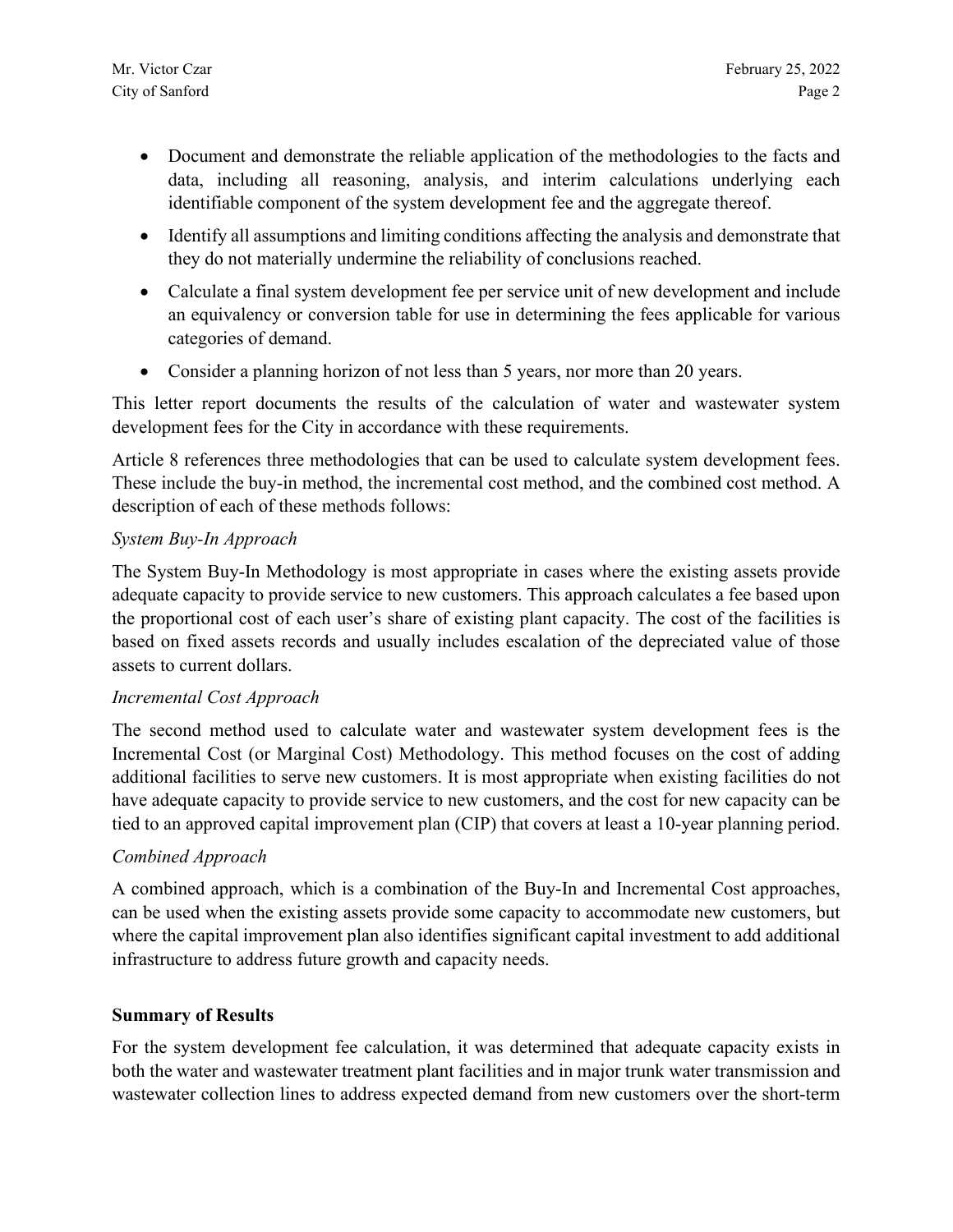- Document and demonstrate the reliable application of the methodologies to the facts and data, including all reasoning, analysis, and interim calculations underlying each identifiable component of the system development fee and the aggregate thereof.
- Identify all assumptions and limiting conditions affecting the analysis and demonstrate that they do not materially undermine the reliability of conclusions reached.
- Calculate a final system development fee per service unit of new development and include an equivalency or conversion table for use in determining the fees applicable for various categories of demand.
- Consider a planning horizon of not less than 5 years, nor more than 20 years.

This letter report documents the results of the calculation of water and wastewater system development fees for the City in accordance with these requirements.

Article 8 references three methodologies that can be used to calculate system development fees. These include the buy-in method, the incremental cost method, and the combined cost method. A description of each of these methods follows:

*System Buy-In Approach*

The System Buy-In Methodology is most appropriate in cases where the existing assets provide adequate capacity to provide service to new customers. This approach calculates a fee based upon the proportional cost of each user's share of existing plant capacity. The cost of the facilities is based on fixed assets records and usually includes escalation of the depreciated value of those assets to current dollars.

*Incremental Cost Approach*

The second method used to calculate water and wastewater system development fees is the Incremental Cost (or Marginal Cost) Methodology. This method focuses on the cost of adding additional facilities to serve new customers. It is most appropriate when existing facilities do not have adequate capacity to provide service to new customers, and the cost for new capacity can be tied to an approved capital improvement plan (CIP) that covers at least a 10-year planning period.

*Combined Approach*

A combined approach, which is a combination of the Buy-In and Incremental Cost approaches, can be used when the existing assets provide some capacity to accommodate new customers, but where the capital improvement plan also identifies significant capital investment to add additional infrastructure to address future growth and capacity needs.

**Summary of Results**

For the system development fee calculation, it was determined that adequate capacity exists in both the water and wastewater treatment plant facilities and in major trunk water transmission and wastewater collection lines to address expected demand from new customers over the short-term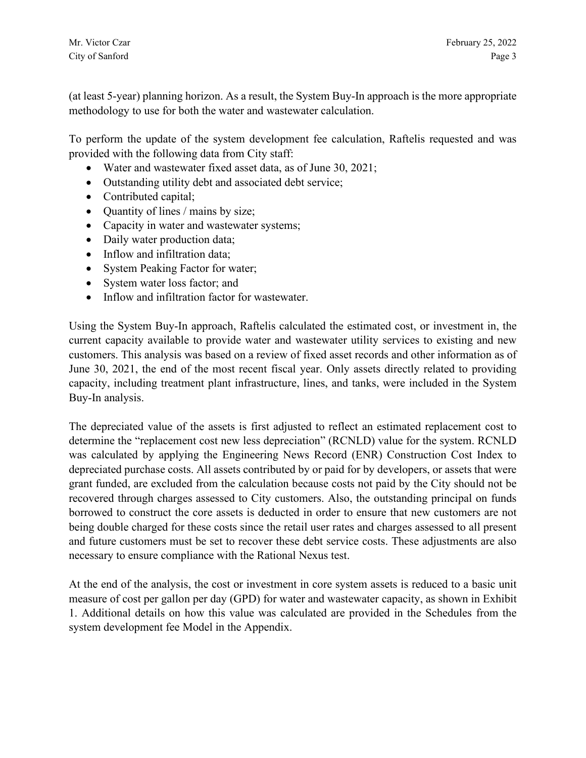(at least 5-year) planning horizon. As a result, the System Buy-In approach is the more appropriate methodology to use for both the water and wastewater calculation.

To perform the update of the system development fee calculation, Raftelis requested and was provided with the following data from City staff:

- Water and wastewater fixed asset data, as of June 30, 2021;
- Outstanding utility debt and associated debt service;
- Contributed capital;
- Quantity of lines / mains by size;
- Capacity in water and wastewater systems;
- Daily water production data;
- Inflow and infiltration data;
- System Peaking Factor for water;
- System water loss factor; and
- Inflow and infiltration factor for wastewater.

Using the System Buy-In approach, Raftelis calculated the estimated cost, or investment in, the current capacity available to provide water and wastewater utility services to existing and new customers. This analysis was based on a review of fixed asset records and other information as of June 30, 2021, the end of the most recent fiscal year. Only assets directly related to providing capacity, including treatment plant infrastructure, lines, and tanks, were included in the System Buy-In analysis.

The depreciated value of the assets is first adjusted to reflect an estimated replacement cost to determine the "replacement cost new less depreciation" (RCNLD) value for the system. RCNLD was calculated by applying the Engineering News Record (ENR) Construction Cost Index to depreciated purchase costs. All assets contributed by or paid for by developers, or assets that were grant funded, are excluded from the calculation because costs not paid by the City should not be recovered through charges assessed to City customers. Also, the outstanding principal on funds borrowed to construct the core assets is deducted in order to ensure that new customers are not being double charged for these costs since the retail user rates and charges assessed to all present and future customers must be set to recover these debt service costs. These adjustments are also necessary to ensure compliance with the Rational Nexus test.

At the end of the analysis, the cost or investment in core system assets is reduced to a basic unit measure of cost per gallon per day (GPD) for water and wastewater capacity, as shown in Exhibit 1. Additional details on how this value was calculated are provided in the Schedules from the system development fee Model in the Appendix.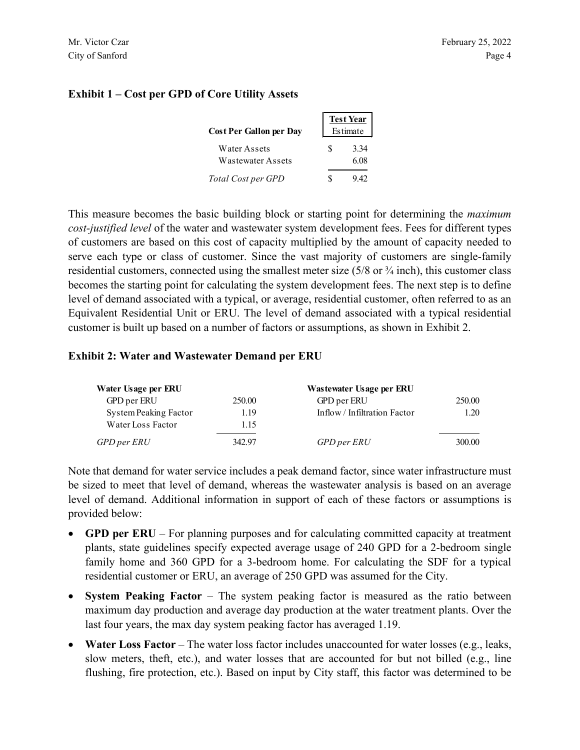**Exhibit 1 – Cost per GPD of Core Utility Assets**

| Cost Per Gallon per Day | Test Year Estimate |
|---|---|
| Water Assets | $ 3.34 |
| Wastewater Assets | 6.08 |
| *Total Cost per GPD* | $ 9.42 |

This measure becomes the basic building block or starting point for determining the *maximum cost-justified level* of the water and wastewater system development fees. Fees for different types of customers are based on this cost of capacity multiplied by the amount of capacity needed to serve each type or class of customer. Since the vast majority of customers are single-family residential customers, connected using the smallest meter size (5/8 or ¾ inch), this customer class becomes the starting point for calculating the system development fees. The next step is to define level of demand associated with a typical, or average, residential customer, often referred to as an Equivalent Residential Unit or ERU. The level of demand associated with a typical residential customer is built up based on a number of factors or assumptions, as shown in Exhibit 2.

**Exhibit 2: Water and Wastewater Demand per ERU**

| Water Usage per ERU | | Wastewater Usage per ERU | |
|---|---|---|---|
| GPD per ERU | 250.00 | GPD per ERU | 250.00 |
| System Peaking Factor | 1.19 | Inflow / Infiltration Factor | 1.20 |
| Water Loss Factor | 1.15 | | |
| *GPD per ERU* | 342.97 | *GPD per ERU* | 300.00 |

Note that demand for water service includes a peak demand factor, since water infrastructure must be sized to meet that level of demand, whereas the wastewater analysis is based on an average level of demand. Additional information in support of each of these factors or assumptions is provided below:

- **GPD per ERU** – For planning purposes and for calculating committed capacity at treatment plants, state guidelines specify expected average usage of 240 GPD for a 2-bedroom single family home and 360 GPD for a 3-bedroom home. For calculating the SDF for a typical residential customer or ERU, an average of 250 GPD was assumed for the City.
- **System Peaking Factor** – The system peaking factor is measured as the ratio between maximum day production and average day production at the water treatment plants. Over the last four years, the max day system peaking factor has averaged 1.19.
- **Water Loss Factor** – The water loss factor includes unaccounted for water losses (e.g., leaks, slow meters, theft, etc.), and water losses that are accounted for but not billed (e.g., line flushing, fire protection, etc.). Based on input by City staff, this factor was determined to be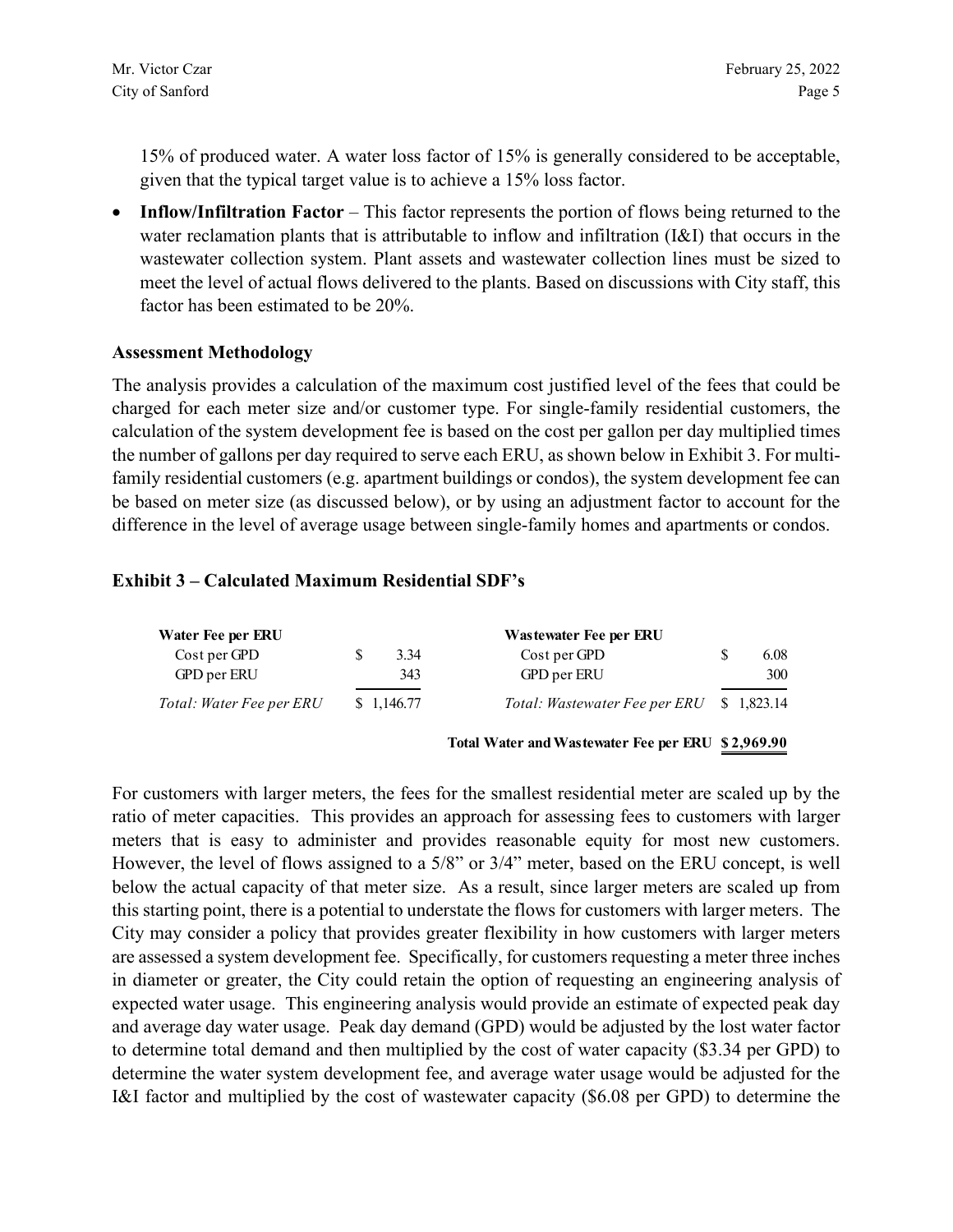15% of produced water. A water loss factor of 15% is generally considered to be acceptable, given that the typical target value is to achieve a 15% loss factor.

- **Inflow/Infiltration Factor** – This factor represents the portion of flows being returned to the water reclamation plants that is attributable to inflow and infiltration (I&I) that occurs in the wastewater collection system. Plant assets and wastewater collection lines must be sized to meet the level of actual flows delivered to the plants. Based on discussions with City staff, this factor has been estimated to be 20%.

### Assessment Methodology

The analysis provides a calculation of the maximum cost justified level of the fees that could be charged for each meter size and/or customer type. For single-family residential customers, the calculation of the system development fee is based on the cost per gallon per day multiplied times the number of gallons per day required to serve each ERU, as shown below in Exhibit 3. For multi-family residential customers (e.g. apartment buildings or condos), the system development fee can be based on meter size (as discussed below), or by using an adjustment factor to account for the difference in the level of average usage between single-family homes and apartments or condos.

### Exhibit 3 – Calculated Maximum Residential SDF's

| **Water Fee per ERU** | | **Wastewater Fee per ERU** | |
|---|---|---|---|
| Cost per GPD | $ 3.34 | Cost per GPD | $ 6.08 |
| GPD per ERU | 343 | GPD per ERU | 300 |
| *Total: Water Fee per ERU* | $ 1,146.77 | *Total: Wastewater Fee per ERU* | $ 1,823.14 |
| | | **Total Water and Wastewater Fee per ERU** | **$ 2,969.90** |

For customers with larger meters, the fees for the smallest residential meter are scaled up by the ratio of meter capacities. This provides an approach for assessing fees to customers with larger meters that is easy to administer and provides reasonable equity for most new customers. However, the level of flows assigned to a 5/8" or 3/4" meter, based on the ERU concept, is well below the actual capacity of that meter size. As a result, since larger meters are scaled up from this starting point, there is a potential to understate the flows for customers with larger meters. The City may consider a policy that provides greater flexibility in how customers with larger meters are assessed a system development fee. Specifically, for customers requesting a meter three inches in diameter or greater, the City could retain the option of requesting an engineering analysis of expected water usage. This engineering analysis would provide an estimate of expected peak day and average day water usage. Peak day demand (GPD) would be adjusted by the lost water factor to determine total demand and then multiplied by the cost of water capacity ($3.34 per GPD) to determine the water system development fee, and average water usage would be adjusted for the I&I factor and multiplied by the cost of wastewater capacity ($6.08 per GPD) to determine the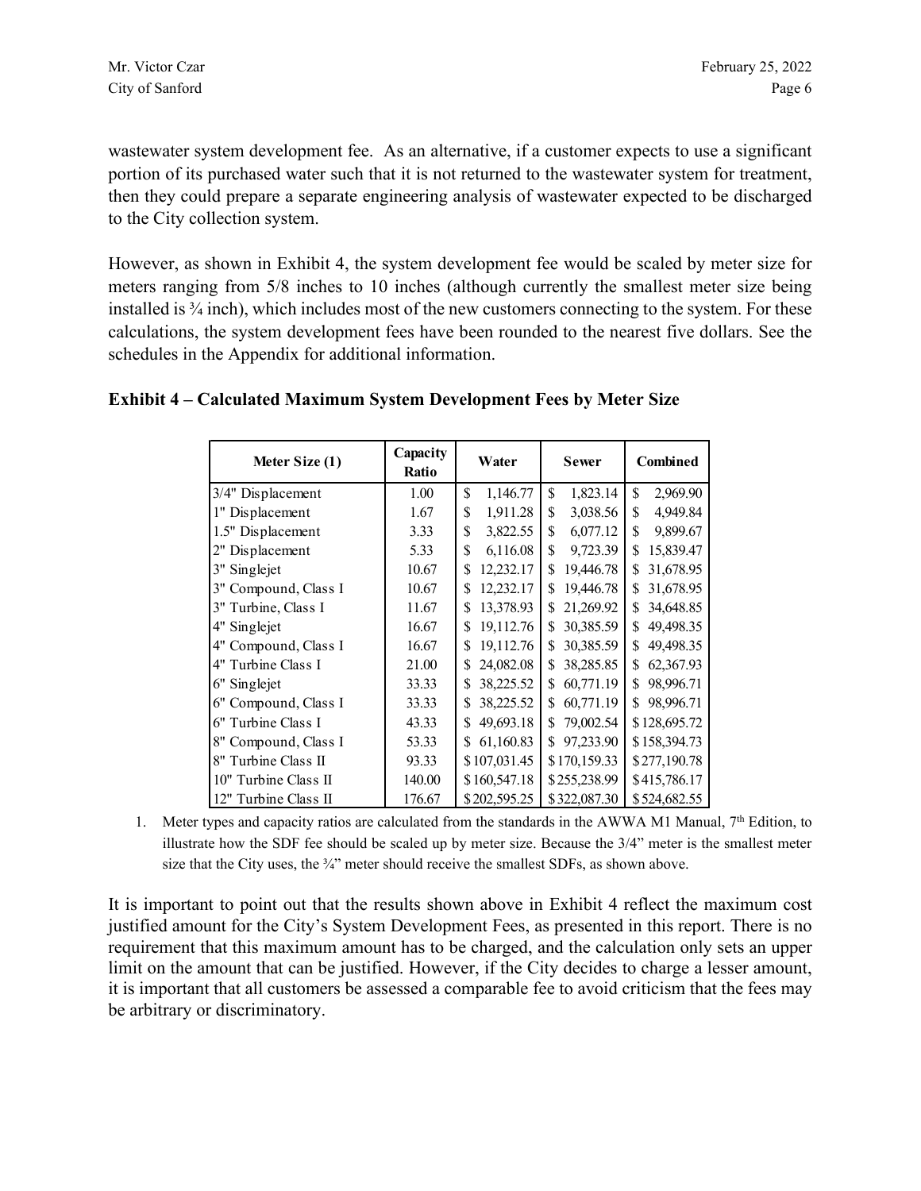wastewater system development fee. As an alternative, if a customer expects to use a significant portion of its purchased water such that it is not returned to the wastewater system for treatment, then they could prepare a separate engineering analysis of wastewater expected to be discharged to the City collection system.

However, as shown in Exhibit 4, the system development fee would be scaled by meter size for meters ranging from 5/8 inches to 10 inches (although currently the smallest meter size being installed is ¾ inch), which includes most of the new customers connecting to the system. For these calculations, the system development fees have been rounded to the nearest five dollars. See the schedules in the Appendix for additional information.

### Exhibit 4 – Calculated Maximum System Development Fees by Meter Size

| Meter Size (1) | Capacity Ratio | Water | Sewer | Combined |
|---|---|---|---|---|
| 3/4" Displacement | 1.00 | $ 1,146.77 | $ 1,823.14 | $ 2,969.90 |
| 1" Displacement | 1.67 | $ 1,911.28 | $ 3,038.56 | $ 4,949.84 |
| 1.5" Displacement | 3.33 | $ 3,822.55 | $ 6,077.12 | $ 9,899.67 |
| 2" Displacement | 5.33 | $ 6,116.08 | $ 9,723.39 | $ 15,839.47 |
| 3" Singlejet | 10.67 | $ 12,232.17 | $ 19,446.78 | $ 31,678.95 |
| 3" Compound, Class I | 10.67 | $ 12,232.17 | $ 19,446.78 | $ 31,678.95 |
| 3" Turbine, Class I | 11.67 | $ 13,378.93 | $ 21,269.92 | $ 34,648.85 |
| 4" Singlejet | 16.67 | $ 19,112.76 | $ 30,385.59 | $ 49,498.35 |
| 4" Compound, Class I | 16.67 | $ 19,112.76 | $ 30,385.59 | $ 49,498.35 |
| 4" Turbine Class I | 21.00 | $ 24,082.08 | $ 38,285.85 | $ 62,367.93 |
| 6" Singlejet | 33.33 | $ 38,225.52 | $ 60,771.19 | $ 98,996.71 |
| 6" Compound, Class I | 33.33 | $ 38,225.52 | $ 60,771.19 | $ 98,996.71 |
| 6" Turbine Class I | 43.33 | $ 49,693.18 | $ 79,002.54 | $ 128,695.72 |
| 8" Compound, Class I | 53.33 | $ 61,160.83 | $ 97,233.90 | $ 158,394.73 |
| 8" Turbine Class II | 93.33 | $ 107,031.45 | $ 170,159.33 | $ 277,190.78 |
| 10" Turbine Class II | 140.00 | $ 160,547.18 | $ 255,238.99 | $ 415,786.17 |
| 12" Turbine Class II | 176.67 | $ 202,595.25 | $ 322,087.30 | $ 524,682.55 |

1. Meter types and capacity ratios are calculated from the standards in the AWWA M1 Manual, 7th Edition, to illustrate how the SDF fee should be scaled up by meter size. Because the 3/4" meter is the smallest meter size that the City uses, the ¾" meter should receive the smallest SDFs, as shown above.

It is important to point out that the results shown above in Exhibit 4 reflect the maximum cost justified amount for the City's System Development Fees, as presented in this report. There is no requirement that this maximum amount has to be charged, and the calculation only sets an upper limit on the amount that can be justified. However, if the City decides to charge a lesser amount, it is important that all customers be assessed a comparable fee to avoid criticism that the fees may be arbitrary or discriminatory.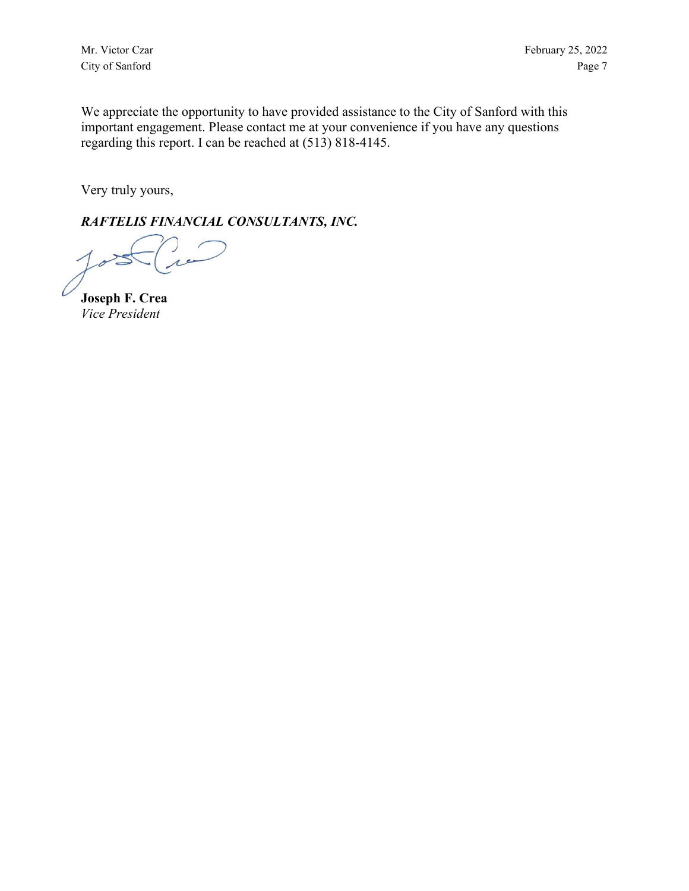We appreciate the opportunity to have provided assistance to the City of Sanford with this important engagement. Please contact me at your convenience if you have any questions regarding this report. I can be reached at (513) 818-4145.

Very truly yours,

***RAFTELIS FINANCIAL CONSULTANTS, INC.***

**Joseph F. Crea**
*Vice President*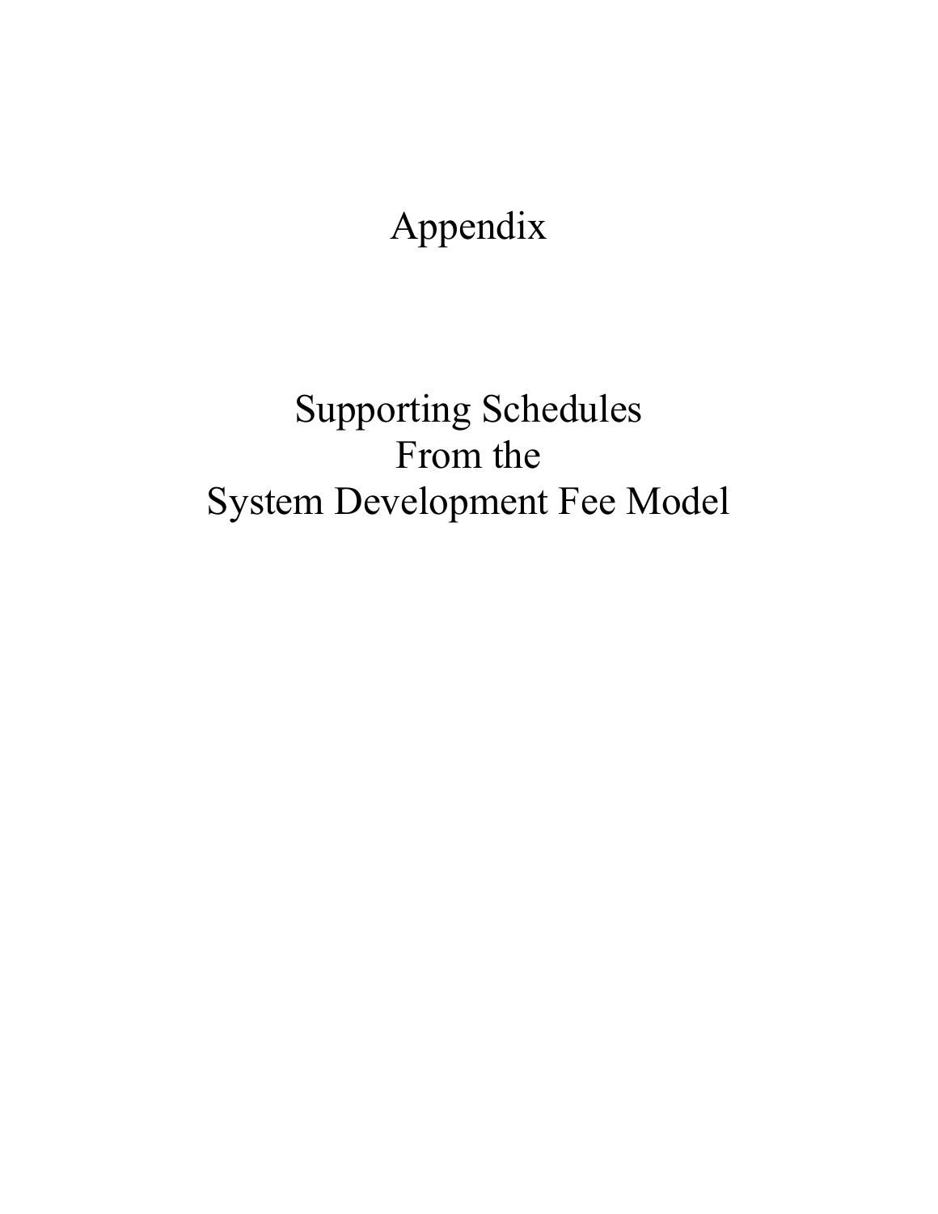# Appendix

## Supporting Schedules From the System Development Fee Model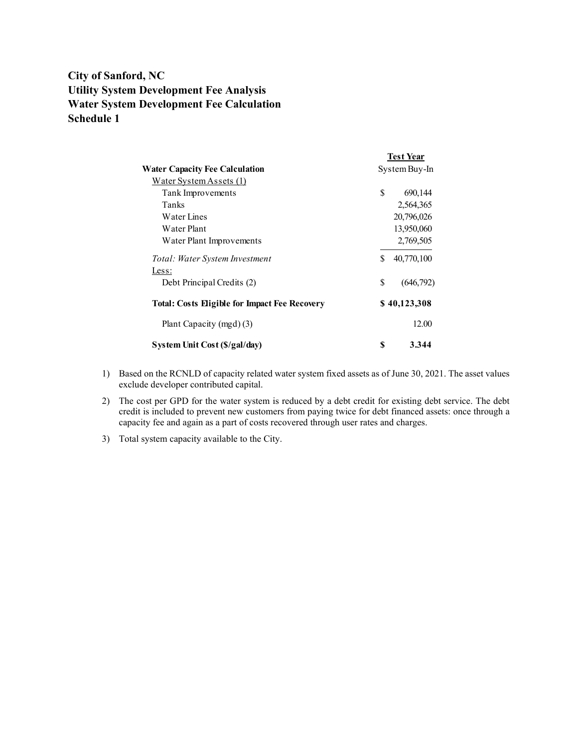# City of Sanford, NC
## Utility System Development Fee Analysis
## Water System Development Fee Calculation
## Schedule 1

| Water Capacity Fee Calculation | Test Year System Buy-In |
|---|---|
| Water System Assets (1) | |
| Tank Improvements | $ 690,144 |
| Tanks | 2,564,365 |
| Water Lines | 20,796,026 |
| Water Plant | 13,950,060 |
| Water Plant Improvements | 2,769,505 |
| *Total: Water System Investment* | $ 40,770,100 |
| Less: | |
| Debt Principal Credits (2) | $ (646,792) |
| **Total: Costs Eligible for Impact Fee Recovery** | **$ 40,123,308** |
| Plant Capacity (mgd) (3) | 12.00 |
| **System Unit Cost ($/gal/day)** | **$ 3.344** |

1) Based on the RCNLD of capacity related water system fixed assets as of June 30, 2021. The asset values exclude developer contributed capital.

2) The cost per GPD for the water system is reduced by a debt credit for existing debt service. The debt credit is included to prevent new customers from paying twice for debt financed assets: once through a capacity fee and again as a part of costs recovered through user rates and charges.

3) Total system capacity available to the City.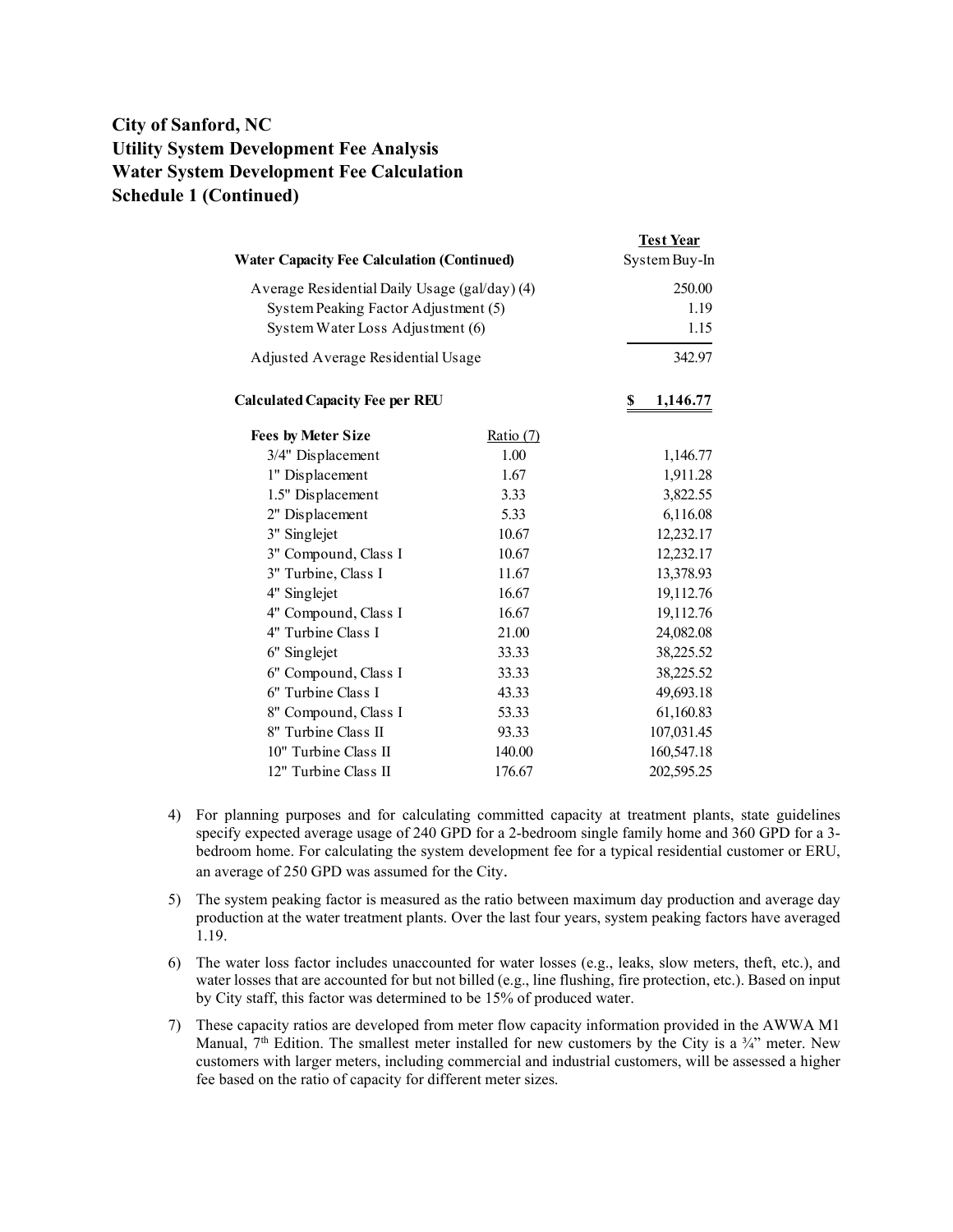**City of Sanford, NC**
**Utility System Development Fee Analysis**
**Water System Development Fee Calculation**
**Schedule 1 (Continued)**

| **Water Capacity Fee Calculation (Continued)** | | **Test Year** System Buy-In |
|---|---|---|
| Average Residential Daily Usage (gal/day) (4) | | 250.00 |
| System Peaking Factor Adjustment (5) | | 1.19 |
| System Water Loss Adjustment (6) | | 1.15 |
| Adjusted Average Residential Usage | | 342.97 |
| | | |
| **Calculated Capacity Fee per REU** | | **$ 1,146.77** |
| | | |
| **Fees by Meter Size** | Ratio (7) | |
| 3/4" Displacement | 1.00 | 1,146.77 |
| 1" Displacement | 1.67 | 1,911.28 |
| 1.5" Displacement | 3.33 | 3,822.55 |
| 2" Displacement | 5.33 | 6,116.08 |
| 3" Singlejet | 10.67 | 12,232.17 |
| 3" Compound, Class I | 10.67 | 12,232.17 |
| 3" Turbine, Class I | 11.67 | 13,378.93 |
| 4" Singlejet | 16.67 | 19,112.76 |
| 4" Compound, Class I | 16.67 | 19,112.76 |
| 4" Turbine Class I | 21.00 | 24,082.08 |
| 6" Singlejet | 33.33 | 38,225.52 |
| 6" Compound, Class I | 33.33 | 38,225.52 |
| 6" Turbine Class I | 43.33 | 49,693.18 |
| 8" Compound, Class I | 53.33 | 61,160.83 |
| 8" Turbine Class II | 93.33 | 107,031.45 |
| 10" Turbine Class II | 140.00 | 160,547.18 |
| 12" Turbine Class II | 176.67 | 202,595.25 |

4) For planning purposes and for calculating committed capacity at treatment plants, state guidelines specify expected average usage of 240 GPD for a 2-bedroom single family home and 360 GPD for a 3-bedroom home. For calculating the system development fee for a typical residential customer or ERU, an average of 250 GPD was assumed for the City.

5) The system peaking factor is measured as the ratio between maximum day production and average day production at the water treatment plants. Over the last four years, system peaking factors have averaged 1.19.

6) The water loss factor includes unaccounted for water losses (e.g., leaks, slow meters, theft, etc.), and water losses that are accounted for but not billed (e.g., line flushing, fire protection, etc.). Based on input by City staff, this factor was determined to be 15% of produced water.

7) These capacity ratios are developed from meter flow capacity information provided in the AWWA M1 Manual, 7th Edition. The smallest meter installed for new customers by the City is a ¾" meter. New customers with larger meters, including commercial and industrial customers, will be assessed a higher fee based on the ratio of capacity for different meter sizes.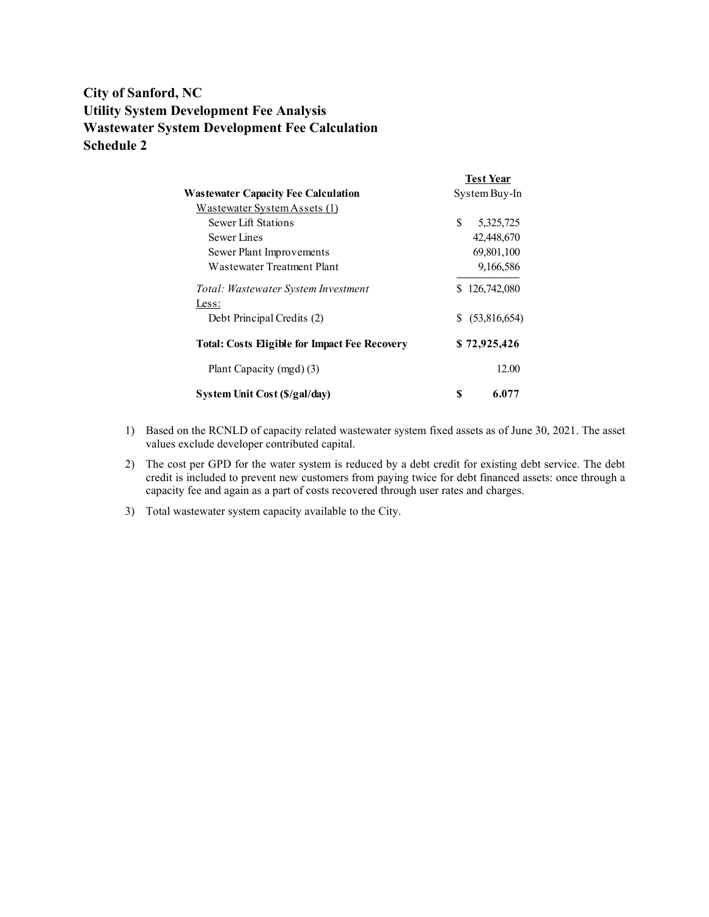**City of Sanford, NC**
**Utility System Development Fee Analysis**
**Wastewater System Development Fee Calculation**
**Schedule 2**

| **Wastewater Capacity Fee Calculation** | **Test Year** System Buy-In |
|---|---|
| Wastewater System Assets (1) | |
| Sewer Lift Stations | $ 5,325,725 |
| Sewer Lines | 42,448,670 |
| Sewer Plant Improvements | 69,801,100 |
| Wastewater Treatment Plant | 9,166,586 |
| *Total: Wastewater System Investment* | $ 126,742,080 |
| Less: | |
| Debt Principal Credits (2) | $ (53,816,654) |
| **Total: Costs Eligible for Impact Fee Recovery** | **$ 72,925,426** |
| Plant Capacity (mgd) (3) | 12.00 |
| **System Unit Cost ($/gal/day)** | **$ 6.077** |

1) Based on the RCNLD of capacity related wastewater system fixed assets as of June 30, 2021. The asset values exclude developer contributed capital.

2) The cost per GPD for the water system is reduced by a debt credit for existing debt service. The debt credit is included to prevent new customers from paying twice for debt financed assets: once through a capacity fee and again as a part of costs recovered through user rates and charges.

3) Total wastewater system capacity available to the City.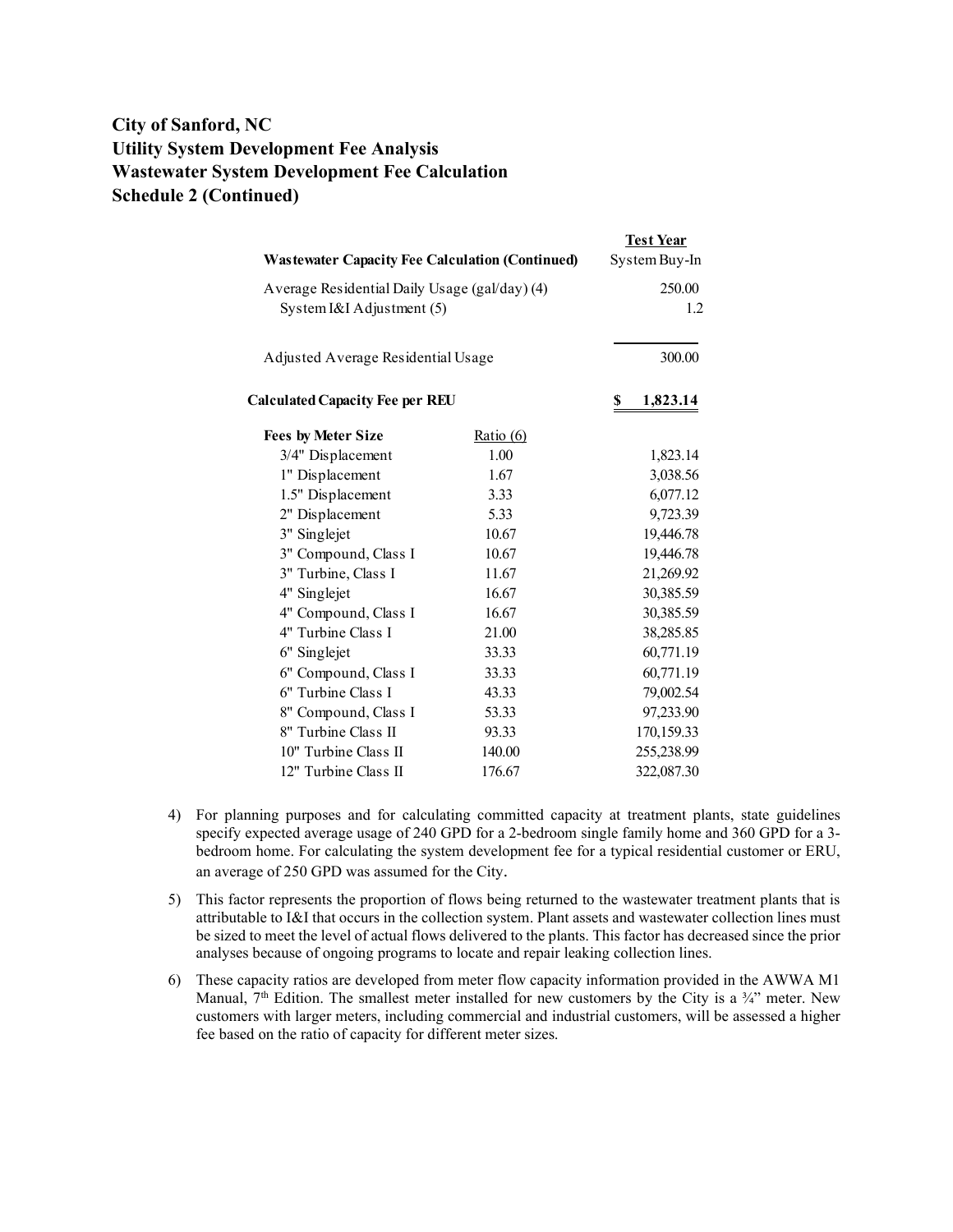**City of Sanford, NC**
**Utility System Development Fee Analysis**
**Wastewater System Development Fee Calculation**
**Schedule 2 (Continued)**

| **Wastewater Capacity Fee Calculation (Continued)** | | **Test Year** System Buy-In |
|---|---|---|
| Average Residential Daily Usage (gal/day) (4) | | 250.00 |
| System I&I Adjustment (5) | | 1.2 |
| Adjusted Average Residential Usage | | 300.00 |
| **Calculated Capacity Fee per REU** | | **$ 1,823.14** |
| **Fees by Meter Size** | Ratio (6) | |
| 3/4" Displacement | 1.00 | 1,823.14 |
| 1" Displacement | 1.67 | 3,038.56 |
| 1.5" Displacement | 3.33 | 6,077.12 |
| 2" Displacement | 5.33 | 9,723.39 |
| 3" Singlejet | 10.67 | 19,446.78 |
| 3" Compound, Class I | 10.67 | 19,446.78 |
| 3" Turbine, Class I | 11.67 | 21,269.92 |
| 4" Singlejet | 16.67 | 30,385.59 |
| 4" Compound, Class I | 16.67 | 30,385.59 |
| 4" Turbine Class I | 21.00 | 38,285.85 |
| 6" Singlejet | 33.33 | 60,771.19 |
| 6" Compound, Class I | 33.33 | 60,771.19 |
| 6" Turbine Class I | 43.33 | 79,002.54 |
| 8" Compound, Class I | 53.33 | 97,233.90 |
| 8" Turbine Class II | 93.33 | 170,159.33 |
| 10" Turbine Class II | 140.00 | 255,238.99 |
| 12" Turbine Class II | 176.67 | 322,087.30 |

4) For planning purposes and for calculating committed capacity at treatment plants, state guidelines specify expected average usage of 240 GPD for a 2-bedroom single family home and 360 GPD for a 3-bedroom home. For calculating the system development fee for a typical residential customer or ERU, an average of 250 GPD was assumed for the City.

5) This factor represents the proportion of flows being returned to the wastewater treatment plants that is attributable to I&I that occurs in the collection system. Plant assets and wastewater collection lines must be sized to meet the level of actual flows delivered to the plants. This factor has decreased since the prior analyses because of ongoing programs to locate and repair leaking collection lines.

6) These capacity ratios are developed from meter flow capacity information provided in the AWWA M1 Manual, 7th Edition. The smallest meter installed for new customers by the City is a ¾" meter. New customers with larger meters, including commercial and industrial customers, will be assessed a higher fee based on the ratio of capacity for different meter sizes.